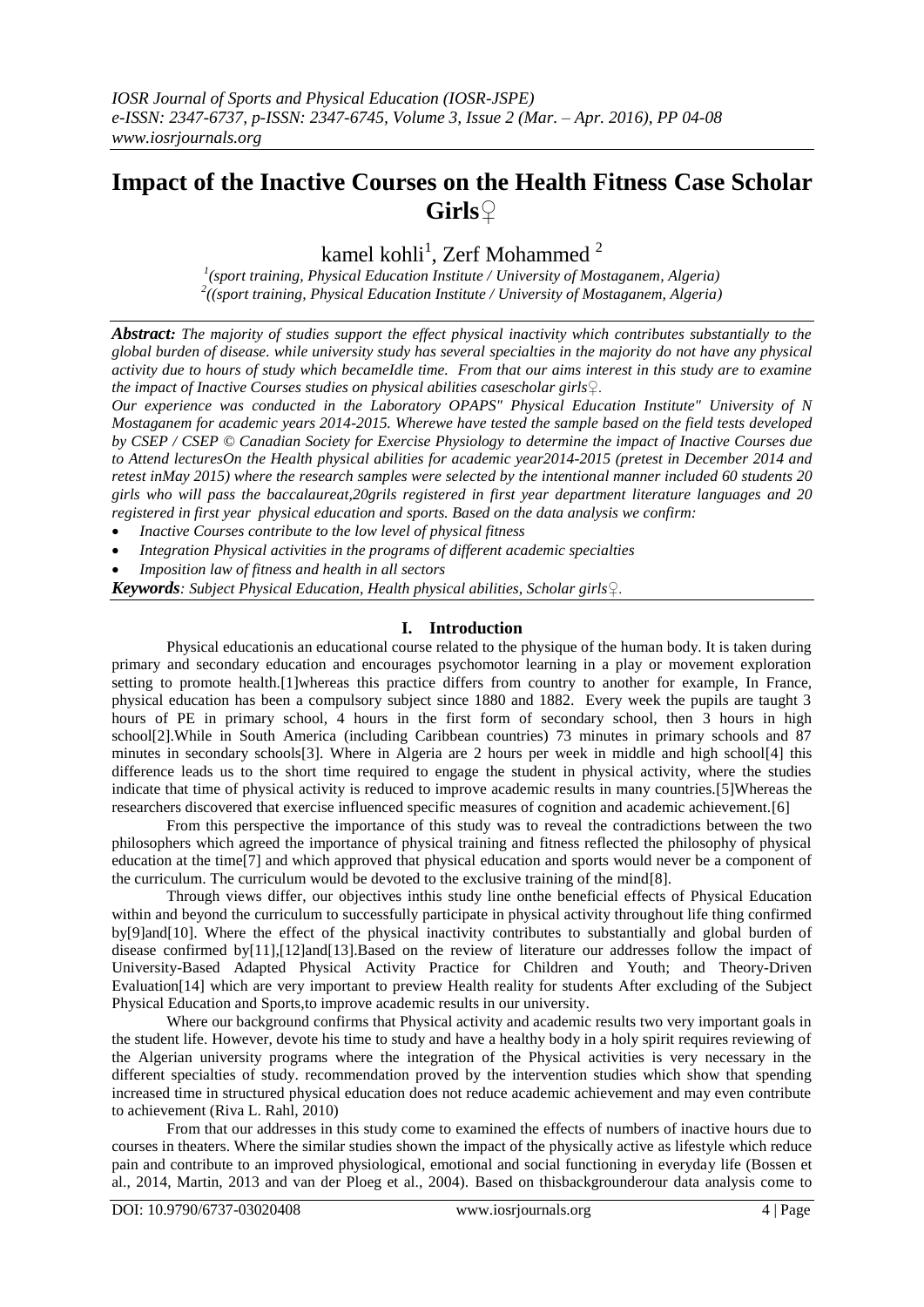# Impact of the Inactive Courses on the Health Fitness Case Scholar Girls♀

kamel kohli[1], Zerf Mohammed [2]

[1](sport training, Physical Education Institute / University of Mostaganem, Algeria)
[2]((sport training, Physical Education Institute / University of Mostaganem, Algeria)

***Abstract:*** *The majority of studies support the effect physical inactivity which contributes substantially to the global burden of disease. while university study has several specialties in the majority do not have any physical activity due to hours of study which becameIdle time. From that our aims interest in this study are to examine the impact of Inactive Courses studies on physical abilities casescholar girls♀.*

*Our experience was conducted in the Laboratory OPAPS" Physical Education Institute" University of N Mostaganem for academic years 2014-2015. Wherewe have tested the sample based on the field tests developed by CSEP / CSEP © Canadian Society for Exercise Physiology to determine the impact of Inactive Courses due to Attend lecturesOn the Health physical abilities for academic year2014-2015 (pretest in December 2014 and retest inMay 2015) where the research samples were selected by the intentional manner included 60 students 20 girls who will pass the baccalaureat,20grils registered in first year department literature languages and 20 registered in first year physical education and sports. Based on the data analysis we confirm:*

- *Inactive Courses contribute to the low level of physical fitness*
- *Integration Physical activities in the programs of different academic specialties*
- *Imposition law of fitness and health in all sectors*

***Keywords****: Subject Physical Education, Health physical abilities, Scholar girls♀.*

## I. Introduction

Physical educationis an educational course related to the physique of the human body. It is taken during primary and secondary education and encourages psychomotor learning in a play or movement exploration setting to promote health.[1]whereas this practice differs from country to another for example, In France, physical education has been a compulsory subject since 1880 and 1882. Every week the pupils are taught 3 hours of PE in primary school, 4 hours in the first form of secondary school, then 3 hours in high school[2].While in South America (including Caribbean countries) 73 minutes in primary schools and 87 minutes in secondary schools[3]. Where in Algeria are 2 hours per week in middle and high school[4] this difference leads us to the short time required to engage the student in physical activity, where the studies indicate that time of physical activity is reduced to improve academic results in many countries.[5]Whereas the researchers discovered that exercise influenced specific measures of cognition and academic achievement.[6]

From this perspective the importance of this study was to reveal the contradictions between the two philosophers which agreed the importance of physical training and fitness reflected the philosophy of physical education at the time[7] and which approved that physical education and sports would never be a component of the curriculum. The curriculum would be devoted to the exclusive training of the mind[8].

Through views differ, our objectives inthis study line onthe beneficial effects of Physical Education within and beyond the curriculum to successfully participate in physical activity throughout life thing confirmed by[9]and[10]. Where the effect of the physical inactivity contributes to substantially and global burden of disease confirmed by[11],[12]and[13].Based on the review of literature our addresses follow the impact of University-Based Adapted Physical Activity Practice for Children and Youth; and Theory-Driven Evaluation[14] which are very important to preview Health reality for students After excluding of the Subject Physical Education and Sports,to improve academic results in our university.

Where our background confirms that Physical activity and academic results two very important goals in the student life. However, devote his time to study and have a healthy body in a holy spirit requires reviewing of the Algerian university programs where the integration of the Physical activities is very necessary in the different specialties of study. recommendation proved by the intervention studies which show that spending increased time in structured physical education does not reduce academic achievement and may even contribute to achievement (Riva L. Rahl, 2010)

From that our addresses in this study come to examined the effects of numbers of inactive hours due to courses in theaters. Where the similar studies shown the impact of the physically active as lifestyle which reduce pain and contribute to an improved physiological, emotional and social functioning in everyday life (Bossen et al., 2014, Martin, 2013 and van der Ploeg et al., 2004). Based on thisbackgrounderour data analysis come to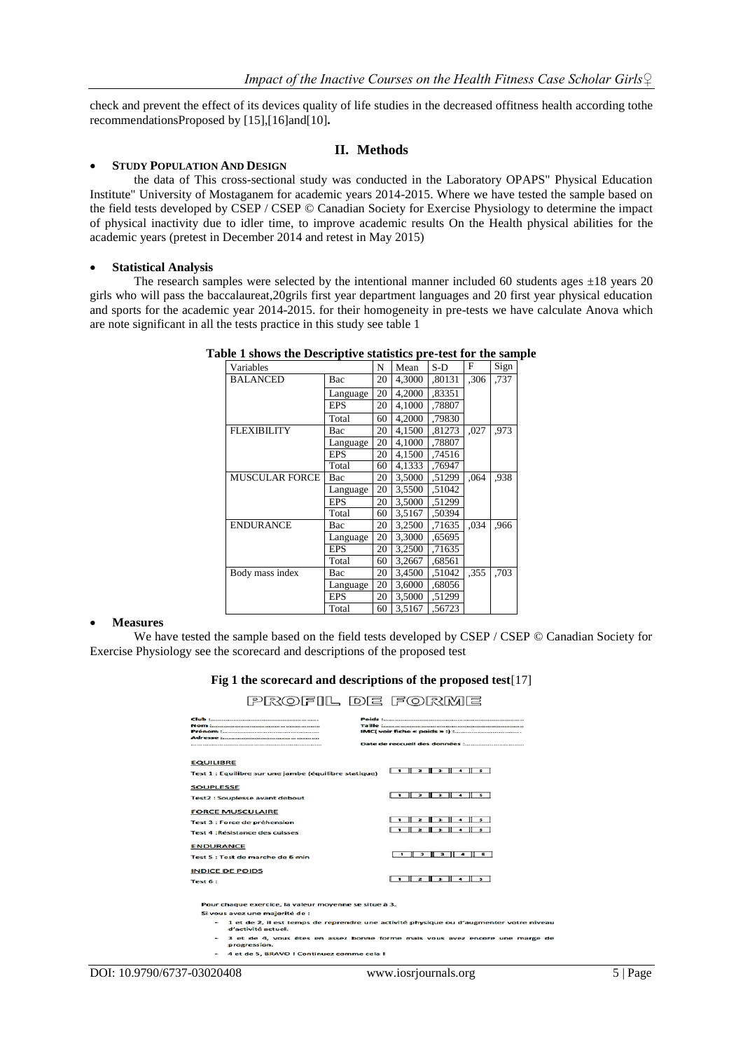check and prevent the effect of its devices quality of life studies in the decreased offitness health according tothe recommendationsProposed by [15],[16]and[10].

## II. Methods

- **STUDY POPULATION AND DESIGN**

the data of This cross-sectional study was conducted in the Laboratory OPAPS" Physical Education Institute" University of Mostaganem for academic years 2014-2015. Where we have tested the sample based on the field tests developed by CSEP / CSEP © Canadian Society for Exercise Physiology to determine the impact of physical inactivity due to idler time, to improve academic results On the Health physical abilities for the academic years (pretest in December 2014 and retest in May 2015)

- **Statistical Analysis**

The research samples were selected by the intentional manner included 60 students ages ±18 years 20 girls who will pass the baccalaureat,20grils first year department languages and 20 first year physical education and sports for the academic year 2014-2015. for their homogeneity in pre-tests we have calculate Anova which are note significant in all the tests practice in this study see table 1

**Table 1 shows the Descriptive statistics pre-test for the sample**

| Variables | | N | Mean | S-D | F | Sign |
|---|---|---|---|---|---|---|
| BALANCED | Bac | 20 | 4,3000 | ,80131 | ,306 | ,737 |
| | Language | 20 | 4,2000 | ,83351 | | |
| | EPS | 20 | 4,1000 | ,78807 | | |
| | Total | 60 | 4,2000 | ,79830 | | |
| FLEXIBILITY | Bac | 20 | 4,1500 | ,81273 | ,027 | ,973 |
| | Language | 20 | 4,1000 | ,78807 | | |
| | EPS | 20 | 4,1500 | ,74516 | | |
| | Total | 60 | 4,1333 | ,76947 | | |
| MUSCULAR FORCE | Bac | 20 | 3,5000 | ,51299 | ,064 | ,938 |
| | Language | 20 | 3,5500 | ,51042 | | |
| | EPS | 20 | 3,5000 | ,51299 | | |
| | Total | 60 | 3,5167 | ,50394 | | |
| ENDURANCE | Bac | 20 | 3,2500 | ,71635 | ,034 | ,966 |
| | Language | 20 | 3,3000 | ,65695 | | |
| | EPS | 20 | 3,2500 | ,71635 | | |
| | Total | 60 | 3,2667 | ,68561 | | |
| Body mass index | Bac | 20 | 3,4500 | ,51042 | ,355 | ,703 |
| | Language | 20 | 3,6000 | ,68056 | | |
| | EPS | 20 | 3,5000 | ,51299 | | |
| | Total | 60 | 3,5167 | ,56723 | | |

- **Measures**

We have tested the sample based on the field tests developed by CSEP / CSEP © Canadian Society for Exercise Physiology see the scorecard and descriptions of the proposed test

**Fig 1 the scorecard and descriptions of the proposed test**[17]

PROFIL DE FORME

Club : ...
Nom : ...
Prénom : ...
Adresse : ...

Poids : ...
Taille : ...
IMC( voir fiche e poids s :) : ...

Date de recueil des données : ...

EQUILIBRE
Test 1 : Equilibre sur une jambe (équilibre statique) 1 2 3 4 5

SOUPLESSE
Test2 : Souplesse avant debout 1 2 3 4 5

FORCE MUSCULAIRE
Test 3 : Force de préhension 1 2 3 4 5
Test 4 :Résistance des cuisses 1 2 3 4 5

ENDURANCE
Test 5 : Test de marche de 6 min 1 2 3 4 5

INDICE DE POIDS
Test 6 : 1 2 3 4 5

Pour chaque exercice, la valeur moyenne se situe à 3.
Si vous avez une majorité de :

- 1 et de 2, il est temps de reprendre une activité physique ou d'augmenter votre niveau d'activité actuel.
- 3 et de 4, vous êtes en assez bonne forme mais vous avez encore une marge de progression.
- 4 et de 5, BRAVO ! Continuez comme cela !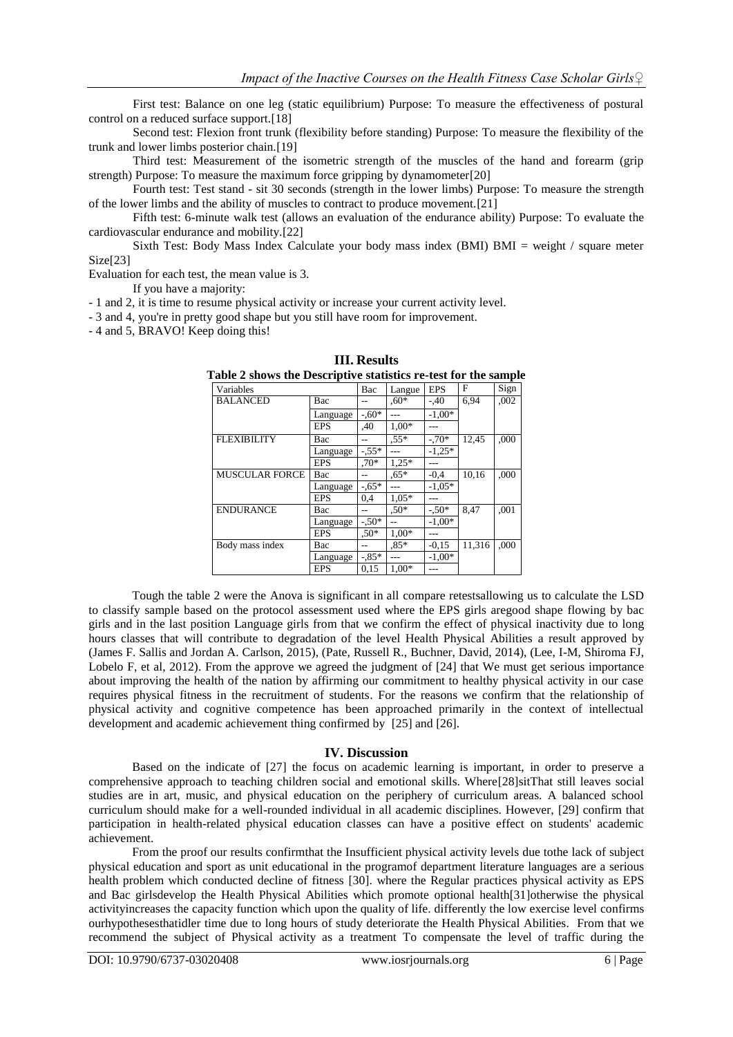First test: Balance on one leg (static equilibrium) Purpose: To measure the effectiveness of postural control on a reduced surface support.[18]

Second test: Flexion front trunk (flexibility before standing) Purpose: To measure the flexibility of the trunk and lower limbs posterior chain.[19]

Third test: Measurement of the isometric strength of the muscles of the hand and forearm (grip strength) Purpose: To measure the maximum force gripping by dynamometer[20]

Fourth test: Test stand - sit 30 seconds (strength in the lower limbs) Purpose: To measure the strength of the lower limbs and the ability of muscles to contract to produce movement.[21]

Fifth test: 6-minute walk test (allows an evaluation of the endurance ability) Purpose: To evaluate the cardiovascular endurance and mobility.[22]

Sixth Test: Body Mass Index Calculate your body mass index (BMI) BMI = weight / square meter Size[23]

Evaluation for each test, the mean value is 3.

If you have a majority:

- 1 and 2, it is time to resume physical activity or increase your current activity level.
- 3 and 4, you're in pretty good shape but you still have room for improvement.
- 4 and 5, BRAVO! Keep doing this!

# III. Results

**Table 2 shows the Descriptive statistics re-test for the sample**

| Variables | | Bac | Langue | EPS | F | Sign |
|---|---|---|---|---|---|---|
| BALANCED | Bac | -- | ,60* | -,40 | 6,94 | ,002 |
| | Language | -,60* | --- | -1,00* | | |
| | EPS | ,40 | 1,00* | --- | | |
| FLEXIBILITY | Bac | -- | ,55* | -,70* | 12,45 | ,000 |
| | Language | -,55* | --- | -1,25* | | |
| | EPS | ,70* | 1,25* | --- | | |
| MUSCULAR FORCE | Bac | -- | ,65* | -0,4 | 10,16 | ,000 |
| | Language | -,65* | --- | -1,05* | | |
| | EPS | 0,4 | 1,05* | --- | | |
| ENDURANCE | Bac | -- | ,50* | -,50* | 8,47 | ,001 |
| | Language | -,50* | -- | -1,00* | | |
| | EPS | ,50* | 1,00* | --- | | |
| Body mass index | Bac | -- | ,85* | -0,15 | 11,316 | ,000 |
| | Language | -,85* | --- | -1,00* | | |
| | EPS | 0,15 | 1,00* | --- | | |

Tough the table 2 were the Anova is significant in all compare retestsallowing us to calculate the LSD to classify sample based on the protocol assessment used where the EPS girls aregood shape flowing by bac girls and in the last position Language girls from that we confirm the effect of physical inactivity due to long hours classes that will contribute to degradation of the level Health Physical Abilities a result approved by (James F. Sallis and Jordan A. Carlson, 2015), (Pate, Russell R., Buchner, David, 2014), (Lee, I-M, Shiroma FJ, Lobelo F, et al, 2012). From the approve we agreed the judgment of [24] that We must get serious importance about improving the health of the nation by affirming our commitment to healthy physical activity in our case requires physical fitness in the recruitment of students. For the reasons we confirm that the relationship of physical activity and cognitive competence has been approached primarily in the context of intellectual development and academic achievement thing confirmed by [25] and [26].

# IV. Discussion

Based on the indicate of [27] the focus on academic learning is important, in order to preserve a comprehensive approach to teaching children social and emotional skills. Where[28]sitThat still leaves social studies are in art, music, and physical education on the periphery of curriculum areas. A balanced school curriculum should make for a well-rounded individual in all academic disciplines. However, [29] confirm that participation in health-related physical education classes can have a positive effect on students' academic achievement.

From the proof our results confirmthat the Insufficient physical activity levels due tothe lack of subject physical education and sport as unit educational in the programof department literature languages are a serious health problem which conducted decline of fitness [30]. where the Regular practices physical activity as EPS and Bac girlsdevelop the Health Physical Abilities which promote optional health[31]otherwise the physical activityincreases the capacity function which upon the quality of life. differently the low exercise level confirms ourhypothesesthatidler time due to long hours of study deteriorate the Health Physical Abilities. From that we recommend the subject of Physical activity as a treatment To compensate the level of traffic during the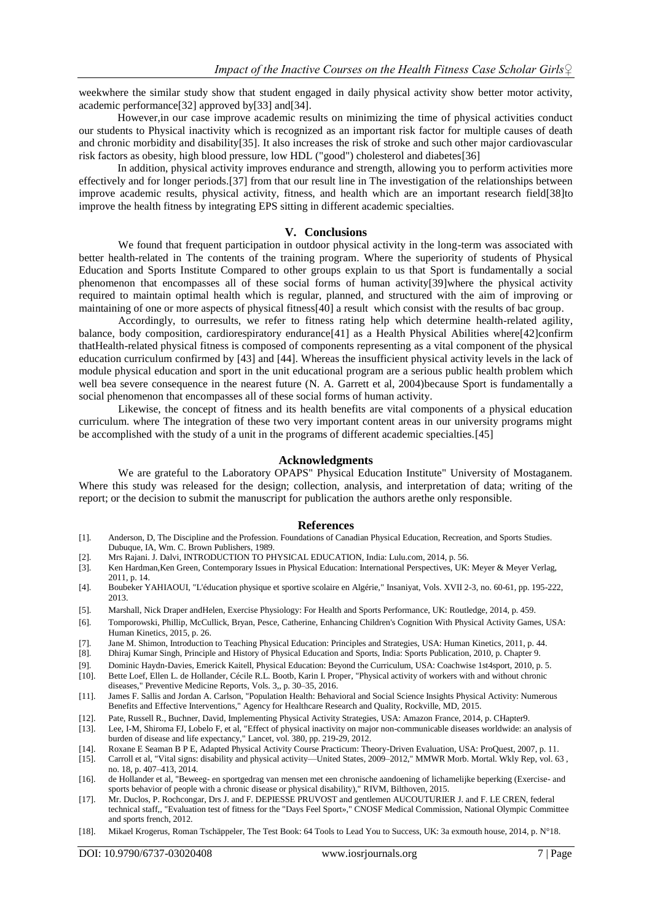weekwhere the similar study show that student engaged in daily physical activity show better motor activity, academic performance[32] approved by[33] and[34].

However,in our case improve academic results on minimizing the time of physical activities conduct our students to Physical inactivity which is recognized as an important risk factor for multiple causes of death and chronic morbidity and disability[35]. It also increases the risk of stroke and such other major cardiovascular risk factors as obesity, high blood pressure, low HDL ("good") cholesterol and diabetes[36]

In addition, physical activity improves endurance and strength, allowing you to perform activities more effectively and for longer periods.[37] from that our result line in The investigation of the relationships between improve academic results, physical activity, fitness, and health which are an important research field[38]to improve the health fitness by integrating EPS sitting in different academic specialties.

## V. Conclusions

We found that frequent participation in outdoor physical activity in the long-term was associated with better health-related in The contents of the training program. Where the superiority of students of Physical Education and Sports Institute Compared to other groups explain to us that Sport is fundamentally a social phenomenon that encompasses all of these social forms of human activity[39]where the physical activity required to maintain optimal health which is regular, planned, and structured with the aim of improving or maintaining of one or more aspects of physical fitness[40] a result which consist with the results of bac group.

Accordingly, to ourresults, we refer to fitness rating help which determine health-related agility, balance, body composition, cardiorespiratory endurance[41] as a Health Physical Abilities where[42]confirm thatHealth-related physical fitness is composed of components representing as a vital component of the physical education curriculum confirmed by [43] and [44]. Whereas the insufficient physical activity levels in the lack of module physical education and sport in the unit educational program are a serious public health problem which well bea severe consequence in the nearest future (N. A. Garrett et al, 2004)because Sport is fundamentally a social phenomenon that encompasses all of these social forms of human activity.

Likewise, the concept of fitness and its health benefits are vital components of a physical education curriculum. where The integration of these two very important content areas in our university programs might be accomplished with the study of a unit in the programs of different academic specialties.[45]

## Acknowledgments

We are grateful to the Laboratory OPAPS" Physical Education Institute" University of Mostaganem. Where this study was released for the design; collection, analysis, and interpretation of data; writing of the report; or the decision to submit the manuscript for publication the authors arethe only responsible.

## References

[1]. Anderson, D, The Discipline and the Profession. Foundations of Canadian Physical Education, Recreation, and Sports Studies. Dubuque, IA, Wm. C. Brown Publishers, 1989.

[2]. Mrs Rajani. J. Dalvi, INTRODUCTION TO PHYSICAL EDUCATION, India: Lulu.com, 2014, p. 56.

[3]. Ken Hardman,Ken Green, Contemporary Issues in Physical Education: International Perspectives, UK: Meyer & Meyer Verlag, 2011, p. 14.

[4]. Boubeker YAHIAOUI, "L'éducation physique et sportive scolaire en Algérie," Insaniyat, Vols. XVII 2-3, no. 60-61, pp. 195-222, 2013.

[5]. Marshall, Nick Draper andHelen, Exercise Physiology: For Health and Sports Performance, UK: Routledge, 2014, p. 459.

[6]. Tomporowski, Phillip, McCullick, Bryan, Pesce, Catherine, Enhancing Children's Cognition With Physical Activity Games, USA: Human Kinetics, 2015, p. 26.

[7]. Jane M. Shimon, Introduction to Teaching Physical Education: Principles and Strategies, USA: Human Kinetics, 2011, p. 44.

[8]. Dhiraj Kumar Singh, Principle and History of Physical Education and Sports, India: Sports Publication, 2010, p. Chapter 9.

[9]. Dominic Haydn-Davies, Emerick Kaitell, Physical Education: Beyond the Curriculum, USA: Coachwise 1st4sport, 2010, p. 5.

[10]. Bette Loef, Ellen L. de Hollander, Cécile R.L. Bootb, Karin I. Proper, "Physical activity of workers with and without chronic diseases," Preventive Medicine Reports, Vols. 3,, p. 30–35, 2016.

[11]. James F. Sallis and Jordan A. Carlson, "Population Health: Behavioral and Social Science Insights Physical Activity: Numerous Benefits and Effective Interventions," Agency for Healthcare Research and Quality, Rockville, MD, 2015.

[12]. Pate, Russell R., Buchner, David, Implementing Physical Activity Strategies, USA: Amazon France, 2014, p. CHapter9.

[13]. Lee, I-M, Shiroma FJ, Lobelo F, et al, "Effect of physical inactivity on major non-communicable diseases worldwide: an analysis of burden of disease and life expectancy," Lancet, vol. 380, pp. 219-29, 2012.

[14]. Roxane E Seaman B P E, Adapted Physical Activity Course Practicum: Theory-Driven Evaluation, USA: ProQuest, 2007, p. 11.

[15]. Carroll et al, "Vital signs: disability and physical activity—United States, 2009–2012," MMWR Morb. Mortal. Wkly Rep, vol. 63 , no. 18, p. 407–413, 2014.

[16]. de Hollander et al, "Beweeg- en sportgedrag van mensen met een chronische aandoening of lichamelijke beperking (Exercise- and sports behavior of people with a chronic disease or physical disability)," RIVM, Bilthoven, 2015.

[17]. Mr. Duclos, P. Rochcongar, Drs J. and F. DEPIESSE PRUVOST and gentlemen AUCOUTURIER J. and F. LE CREN, federal technical staff,, "Evaluation test of fitness for the "Days Feel Sport»," CNOSF Medical Commission, National Olympic Committee and sports french, 2012.

[18]. Mikael Krogerus, Roman Tschäppeler, The Test Book: 64 Tools to Lead You to Success, UK: 3a exmouth house, 2014, p. N°18.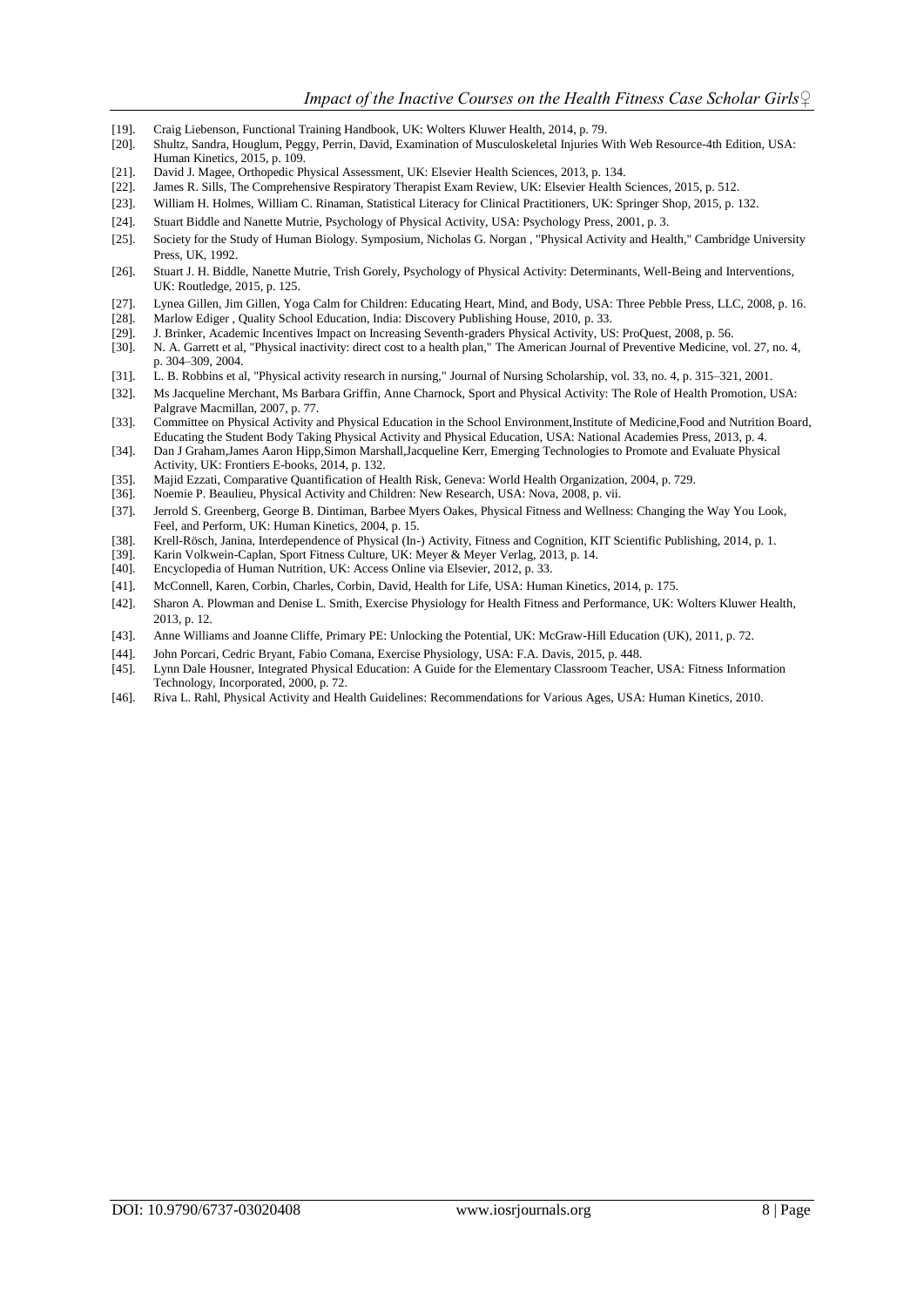[19]. Craig Liebenson, Functional Training Handbook, UK: Wolters Kluwer Health, 2014, p. 79.

[20]. Shultz, Sandra, Houglum, Peggy, Perrin, David, Examination of Musculoskeletal Injuries With Web Resource-4th Edition, USA: Human Kinetics, 2015, p. 109.

[21]. David J. Magee, Orthopedic Physical Assessment, UK: Elsevier Health Sciences, 2013, p. 134.

[22]. James R. Sills, The Comprehensive Respiratory Therapist Exam Review, UK: Elsevier Health Sciences, 2015, p. 512.

[23]. William H. Holmes, William C. Rinaman, Statistical Literacy for Clinical Practitioners, UK: Springer Shop, 2015, p. 132.

[24]. Stuart Biddle and Nanette Mutrie, Psychology of Physical Activity, USA: Psychology Press, 2001, p. 3.

[25]. Society for the Study of Human Biology. Symposium, Nicholas G. Norgan , "Physical Activity and Health," Cambridge University Press, UK, 1992.

[26]. Stuart J. H. Biddle, Nanette Mutrie, Trish Gorely, Psychology of Physical Activity: Determinants, Well-Being and Interventions, UK: Routledge, 2015, p. 125.

[27]. Lynea Gillen, Jim Gillen, Yoga Calm for Children: Educating Heart, Mind, and Body, USA: Three Pebble Press, LLC, 2008, p. 16.

[28]. Marlow Ediger , Quality School Education, India: Discovery Publishing House, 2010, p. 33.

[29]. J. Brinker, Academic Incentives Impact on Increasing Seventh-graders Physical Activity, US: ProQuest, 2008, p. 56.

[30]. N. A. Garrett et al, "Physical inactivity: direct cost to a health plan," The American Journal of Preventive Medicine, vol. 27, no. 4, p. 304–309, 2004.

[31]. L. B. Robbins et al, "Physical activity research in nursing," Journal of Nursing Scholarship, vol. 33, no. 4, p. 315–321, 2001.

[32]. Ms Jacqueline Merchant, Ms Barbara Griffin, Anne Charnock, Sport and Physical Activity: The Role of Health Promotion, USA: Palgrave Macmillan, 2007, p. 77.

[33]. Committee on Physical Activity and Physical Education in the School Environment,Institute of Medicine,Food and Nutrition Board, Educating the Student Body Taking Physical Activity and Physical Education, USA: National Academies Press, 2013, p. 4.

[34]. Dan J Graham,James Aaron Hipp,Simon Marshall,Jacqueline Kerr, Emerging Technologies to Promote and Evaluate Physical Activity, UK: Frontiers E-books, 2014, p. 132.

[35]. Majid Ezzati, Comparative Quantification of Health Risk, Geneva: World Health Organization, 2004, p. 729.

[36]. Noemie P. Beaulieu, Physical Activity and Children: New Research, USA: Nova, 2008, p. vii.

[37]. Jerrold S. Greenberg, George B. Dintiman, Barbee Myers Oakes, Physical Fitness and Wellness: Changing the Way You Look, Feel, and Perform, UK: Human Kinetics, 2004, p. 15.

[38]. Krell-Rösch, Janina, Interdependence of Physical (In-) Activity, Fitness and Cognition, KIT Scientific Publishing, 2014, p. 1.

[39]. Karin Volkwein-Caplan, Sport Fitness Culture, UK: Meyer & Meyer Verlag, 2013, p. 14.

[40]. Encyclopedia of Human Nutrition, UK: Access Online via Elsevier, 2012, p. 33.

[41]. McConnell, Karen, Corbin, Charles, Corbin, David, Health for Life, USA: Human Kinetics, 2014, p. 175.

[42]. Sharon A. Plowman and Denise L. Smith, Exercise Physiology for Health Fitness and Performance, UK: Wolters Kluwer Health, 2013, p. 12.

[43]. Anne Williams and Joanne Cliffe, Primary PE: Unlocking the Potential, UK: McGraw-Hill Education (UK), 2011, p. 72.

[44]. John Porcari, Cedric Bryant, Fabio Comana, Exercise Physiology, USA: F.A. Davis, 2015, p. 448.

[45]. Lynn Dale Housner, Integrated Physical Education: A Guide for the Elementary Classroom Teacher, USA: Fitness Information Technology, Incorporated, 2000, p. 72.

[46]. Riva L. Rahl, Physical Activity and Health Guidelines: Recommendations for Various Ages, USA: Human Kinetics, 2010.